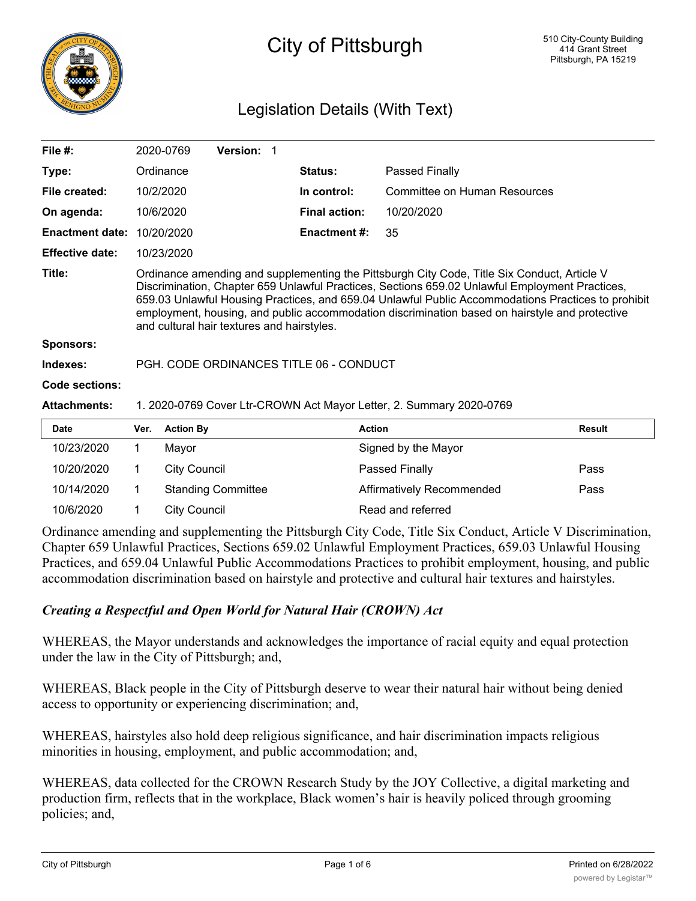# City of Pittsburgh

510 City-County Building
414 Grant Street
Pittsburgh, PA 15219

## Legislation Details (With Text)

| | | | |
|---|---|---|---|
| **File #:** | 2020-0769 **Version:** 1 | | |
| **Type:** | Ordinance | **Status:** | Passed Finally |
| **File created:** | 10/2/2020 | **In control:** | Committee on Human Resources |
| **On agenda:** | 10/6/2020 | **Final action:** | 10/20/2020 |
| **Enactment date:** | 10/20/2020 | **Enactment #:** | 35 |
| **Effective date:** | 10/23/2020 | | |

**Title:** Ordinance amending and supplementing the Pittsburgh City Code, Title Six Conduct, Article V Discrimination, Chapter 659 Unlawful Practices, Sections 659.02 Unlawful Employment Practices, 659.03 Unlawful Housing Practices, and 659.04 Unlawful Public Accommodations Practices to prohibit employment, housing, and public accommodation discrimination based on hairstyle and protective and cultural hair textures and hairstyles.

**Sponsors:**

**Indexes:** PGH. CODE ORDINANCES TITLE 06 - CONDUCT

**Code sections:**

**Attachments:** 1. 2020-0769 Cover Ltr-CROWN Act Mayor Letter, 2. Summary 2020-0769

| Date | Ver. | Action By | Action | Result |
|---|---|---|---|---|
| 10/23/2020 | 1 | Mayor | Signed by the Mayor | |
| 10/20/2020 | 1 | City Council | Passed Finally | Pass |
| 10/14/2020 | 1 | Standing Committee | Affirmatively Recommended | Pass |
| 10/6/2020 | 1 | City Council | Read and referred | |

Ordinance amending and supplementing the Pittsburgh City Code, Title Six Conduct, Article V Discrimination, Chapter 659 Unlawful Practices, Sections 659.02 Unlawful Employment Practices, 659.03 Unlawful Housing Practices, and 659.04 Unlawful Public Accommodations Practices to prohibit employment, housing, and public accommodation discrimination based on hairstyle and protective and cultural hair textures and hairstyles.

***Creating a Respectful and Open World for Natural Hair (CROWN) Act***

WHEREAS, the Mayor understands and acknowledges the importance of racial equity and equal protection under the law in the City of Pittsburgh; and,

WHEREAS, Black people in the City of Pittsburgh deserve to wear their natural hair without being denied access to opportunity or experiencing discrimination; and,

WHEREAS, hairstyles also hold deep religious significance, and hair discrimination impacts religious minorities in housing, employment, and public accommodation; and,

WHEREAS, data collected for the CROWN Research Study by the JOY Collective, a digital marketing and production firm, reflects that in the workplace, Black women's hair is heavily policed through grooming policies; and,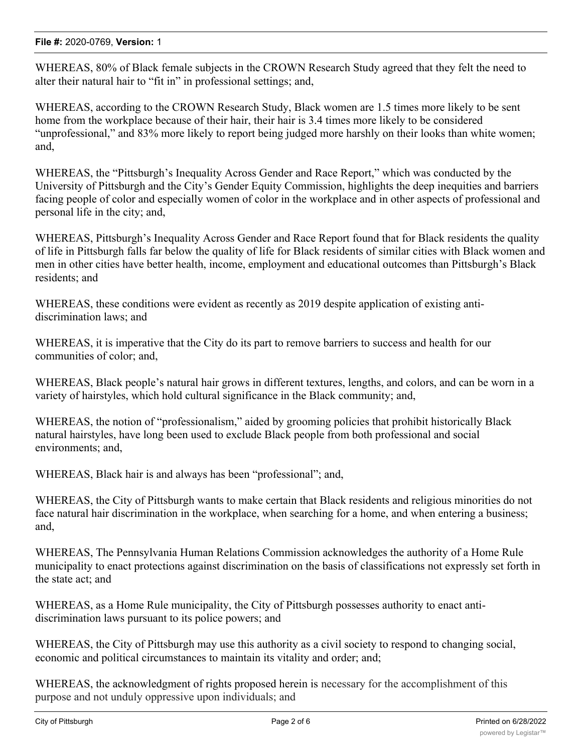WHEREAS, 80% of Black female subjects in the CROWN Research Study agreed that they felt the need to alter their natural hair to "fit in" in professional settings; and,

WHEREAS, according to the CROWN Research Study, Black women are 1.5 times more likely to be sent home from the workplace because of their hair, their hair is 3.4 times more likely to be considered "unprofessional," and 83% more likely to report being judged more harshly on their looks than white women; and,

WHEREAS, the "Pittsburgh's Inequality Across Gender and Race Report," which was conducted by the University of Pittsburgh and the City's Gender Equity Commission, highlights the deep inequities and barriers facing people of color and especially women of color in the workplace and in other aspects of professional and personal life in the city; and,

WHEREAS, Pittsburgh's Inequality Across Gender and Race Report found that for Black residents the quality of life in Pittsburgh falls far below the quality of life for Black residents of similar cities with Black women and men in other cities have better health, income, employment and educational outcomes than Pittsburgh's Black residents; and

WHEREAS, these conditions were evident as recently as 2019 despite application of existing anti-discrimination laws; and

WHEREAS, it is imperative that the City do its part to remove barriers to success and health for our communities of color; and,

WHEREAS, Black people's natural hair grows in different textures, lengths, and colors, and can be worn in a variety of hairstyles, which hold cultural significance in the Black community; and,

WHEREAS, the notion of "professionalism," aided by grooming policies that prohibit historically Black natural hairstyles, have long been used to exclude Black people from both professional and social environments; and,

WHEREAS, Black hair is and always has been "professional"; and,

WHEREAS, the City of Pittsburgh wants to make certain that Black residents and religious minorities do not face natural hair discrimination in the workplace, when searching for a home, and when entering a business; and,

WHEREAS, The Pennsylvania Human Relations Commission acknowledges the authority of a Home Rule municipality to enact protections against discrimination on the basis of classifications not expressly set forth in the state act; and

WHEREAS, as a Home Rule municipality, the City of Pittsburgh possesses authority to enact anti-discrimination laws pursuant to its police powers; and

WHEREAS, the City of Pittsburgh may use this authority as a civil society to respond to changing social, economic and political circumstances to maintain its vitality and order; and;

WHEREAS, the acknowledgment of rights proposed herein is necessary for the accomplishment of this purpose and not unduly oppressive upon individuals; and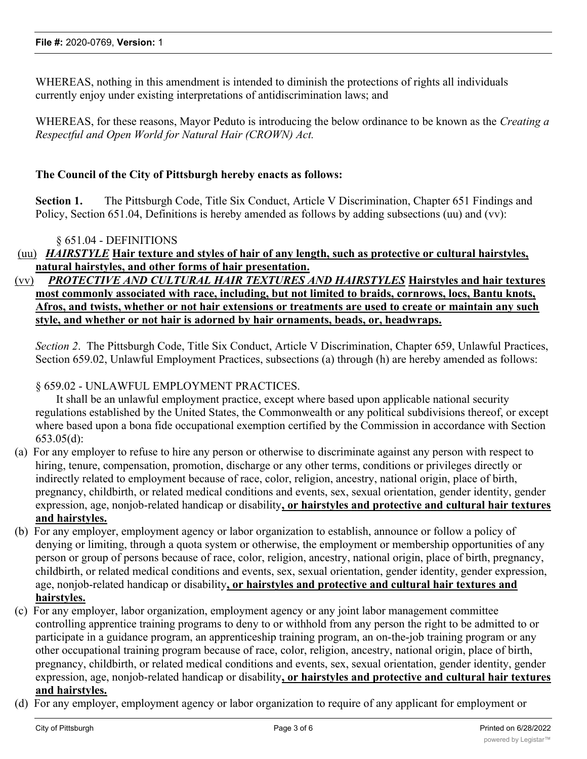WHEREAS, nothing in this amendment is intended to diminish the protections of rights all individuals currently enjoy under existing interpretations of antidiscrimination laws; and

WHEREAS, for these reasons, Mayor Peduto is introducing the below ordinance to be known as the *Creating a Respectful and Open World for Natural Hair (CROWN) Act.*

**The Council of the City of Pittsburgh hereby enacts as follows:**

**Section 1.** The Pittsburgh Code, Title Six Conduct, Article V Discrimination, Chapter 651 Findings and Policy, Section 651.04, Definitions is hereby amended as follows by adding subsections (uu) and (vv):

§ 651.04 - DEFINITIONS

(uu) ***HAIRSTYLE*** **Hair texture and styles of hair of any length, such as protective or cultural hairstyles, natural hairstyles, and other forms of hair presentation.**

(vv) ***PROTECTIVE AND CULTURAL HAIR TEXTURES AND HAIRSTYLES*** **Hairstyles and hair textures most commonly associated with race, including, but not limited to braids, cornrows, locs, Bantu knots, Afros, and twists, whether or not hair extensions or treatments are used to create or maintain any such style, and whether or not hair is adorned by hair ornaments, beads, or, headwraps.**

*Section 2*. The Pittsburgh Code, Title Six Conduct, Article V Discrimination, Chapter 659, Unlawful Practices, Section 659.02, Unlawful Employment Practices, subsections (a) through (h) are hereby amended as follows:

§ 659.02 - UNLAWFUL EMPLOYMENT PRACTICES.

It shall be an unlawful employment practice, except where based upon applicable national security regulations established by the United States, the Commonwealth or any political subdivisions thereof, or except where based upon a bona fide occupational exemption certified by the Commission in accordance with Section 653.05(d):

(a) For any employer to refuse to hire any person or otherwise to discriminate against any person with respect to hiring, tenure, compensation, promotion, discharge or any other terms, conditions or privileges directly or indirectly related to employment because of race, color, religion, ancestry, national origin, place of birth, pregnancy, childbirth, or related medical conditions and events, sex, sexual orientation, gender identity, gender expression, age, nonjob-related handicap or disability**, or hairstyles and protective and cultural hair textures and hairstyles.**

(b) For any employer, employment agency or labor organization to establish, announce or follow a policy of denying or limiting, through a quota system or otherwise, the employment or membership opportunities of any person or group of persons because of race, color, religion, ancestry, national origin, place of birth, pregnancy, childbirth, or related medical conditions and events, sex, sexual orientation, gender identity, gender expression, age, nonjob-related handicap or disability**, or hairstyles and protective and cultural hair textures and hairstyles.**

(c) For any employer, labor organization, employment agency or any joint labor management committee controlling apprentice training programs to deny to or withhold from any person the right to be admitted to or participate in a guidance program, an apprenticeship training program, an on-the-job training program or any other occupational training program because of race, color, religion, ancestry, national origin, place of birth, pregnancy, childbirth, or related medical conditions and events, sex, sexual orientation, gender identity, gender expression, age, nonjob-related handicap or disability**, or hairstyles and protective and cultural hair textures and hairstyles.**

(d) For any employer, employment agency or labor organization to require of any applicant for employment or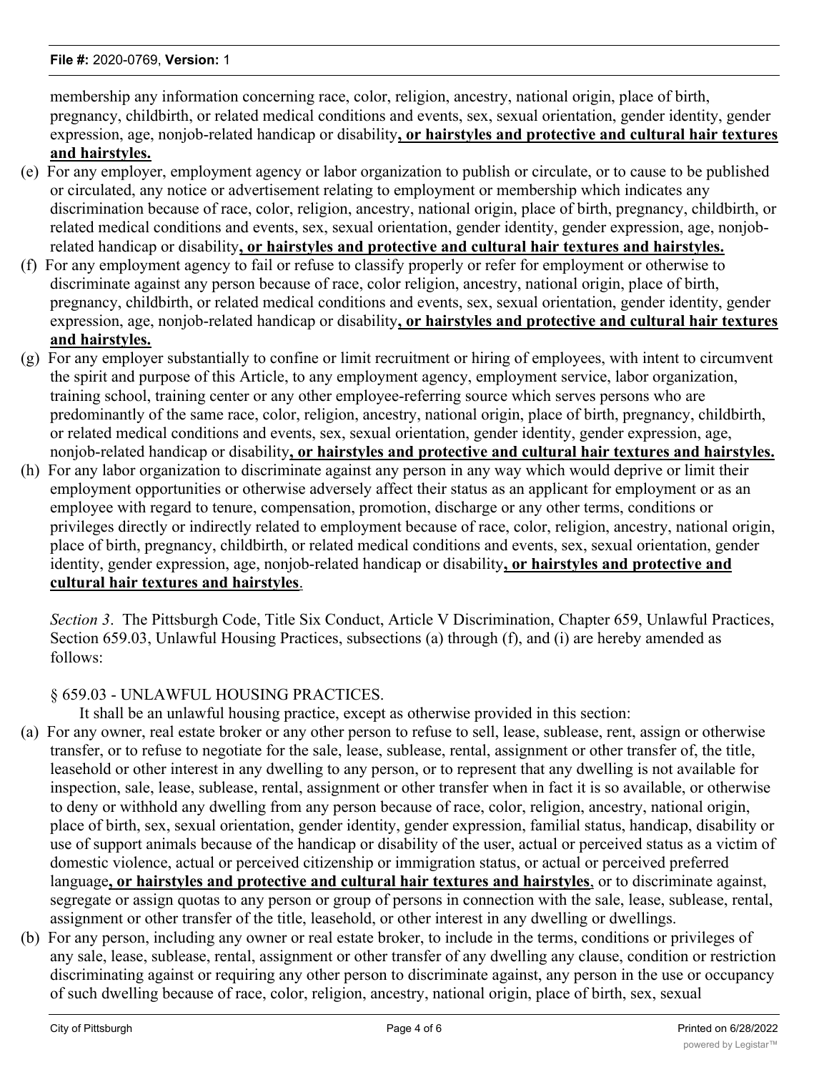membership any information concerning race, color, religion, ancestry, national origin, place of birth, pregnancy, childbirth, or related medical conditions and events, sex, sexual orientation, gender identity, gender expression, age, nonjob-related handicap or disability**, or hairstyles and protective and cultural hair textures and hairstyles.**

(e) For any employer, employment agency or labor organization to publish or circulate, or to cause to be published or circulated, any notice or advertisement relating to employment or membership which indicates any discrimination because of race, color, religion, ancestry, national origin, place of birth, pregnancy, childbirth, or related medical conditions and events, sex, sexual orientation, gender identity, gender expression, age, nonjob-related handicap or disability**, or hairstyles and protective and cultural hair textures and hairstyles.**

(f) For any employment agency to fail or refuse to classify properly or refer for employment or otherwise to discriminate against any person because of race, color religion, ancestry, national origin, place of birth, pregnancy, childbirth, or related medical conditions and events, sex, sexual orientation, gender identity, gender expression, age, nonjob-related handicap or disability**, or hairstyles and protective and cultural hair textures and hairstyles.**

(g) For any employer substantially to confine or limit recruitment or hiring of employees, with intent to circumvent the spirit and purpose of this Article, to any employment agency, employment service, labor organization, training school, training center or any other employee-referring source which serves persons who are predominantly of the same race, color, religion, ancestry, national origin, place of birth, pregnancy, childbirth, or related medical conditions and events, sex, sexual orientation, gender identity, gender expression, age, nonjob-related handicap or disability**, or hairstyles and protective and cultural hair textures and hairstyles.**

(h) For any labor organization to discriminate against any person in any way which would deprive or limit their employment opportunities or otherwise adversely affect their status as an applicant for employment or as an employee with regard to tenure, compensation, promotion, discharge or any other terms, conditions or privileges directly or indirectly related to employment because of race, color, religion, ancestry, national origin, place of birth, pregnancy, childbirth, or related medical conditions and events, sex, sexual orientation, gender identity, gender expression, age, nonjob-related handicap or disability**, or hairstyles and protective and cultural hair textures and hairstyles**.

*Section 3*. The Pittsburgh Code, Title Six Conduct, Article V Discrimination, Chapter 659, Unlawful Practices, Section 659.03, Unlawful Housing Practices, subsections (a) through (f), and (i) are hereby amended as follows:

§ 659.03 - UNLAWFUL HOUSING PRACTICES.

It shall be an unlawful housing practice, except as otherwise provided in this section:

(a) For any owner, real estate broker or any other person to refuse to sell, lease, sublease, rent, assign or otherwise transfer, or to refuse to negotiate for the sale, lease, sublease, rental, assignment or other transfer of, the title, leasehold or other interest in any dwelling to any person, or to represent that any dwelling is not available for inspection, sale, lease, sublease, rental, assignment or other transfer when in fact it is so available, or otherwise to deny or withhold any dwelling from any person because of race, color, religion, ancestry, national origin, place of birth, sex, sexual orientation, gender identity, gender expression, familial status, handicap, disability or use of support animals because of the handicap or disability of the user, actual or perceived status as a victim of domestic violence, actual or perceived citizenship or immigration status, or actual or perceived preferred language**, or hairstyles and protective and cultural hair textures and hairstyles**, or to discriminate against, segregate or assign quotas to any person or group of persons in connection with the sale, lease, sublease, rental, assignment or other transfer of the title, leasehold, or other interest in any dwelling or dwellings.

(b) For any person, including any owner or real estate broker, to include in the terms, conditions or privileges of any sale, lease, sublease, rental, assignment or other transfer of any dwelling any clause, condition or restriction discriminating against or requiring any other person to discriminate against, any person in the use or occupancy of such dwelling because of race, color, religion, ancestry, national origin, place of birth, sex, sexual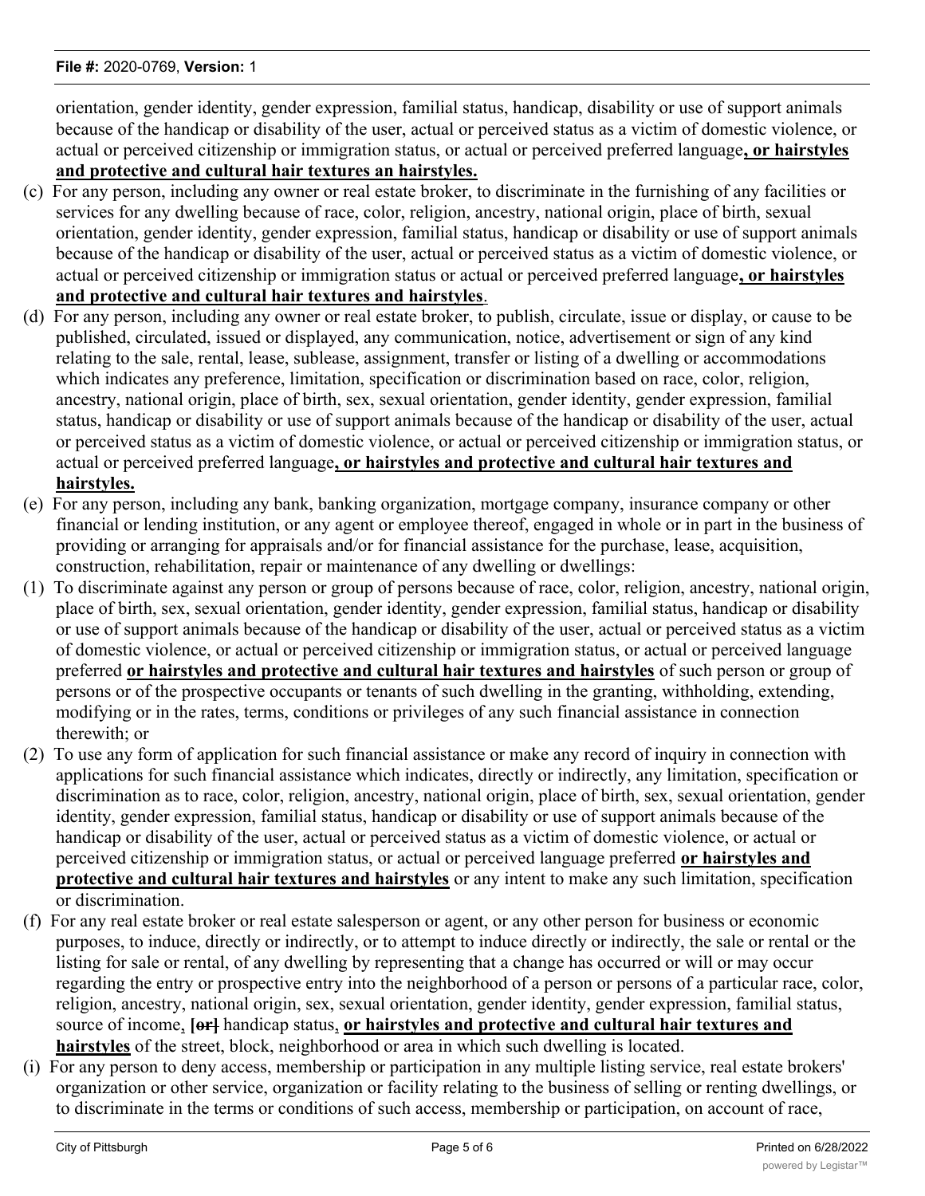orientation, gender identity, gender expression, familial status, handicap, disability or use of support animals because of the handicap or disability of the user, actual or perceived status as a victim of domestic violence, or actual or perceived citizenship or immigration status, or actual or perceived preferred language**, or hairstyles and protective and cultural hair textures an hairstyles.**

(c) For any person, including any owner or real estate broker, to discriminate in the furnishing of any facilities or services for any dwelling because of race, color, religion, ancestry, national origin, place of birth, sexual orientation, gender identity, gender expression, familial status, handicap or disability or use of support animals because of the handicap or disability of the user, actual or perceived status as a victim of domestic violence, or actual or perceived citizenship or immigration status or actual or perceived preferred language**, or hairstyles and protective and cultural hair textures and hairstyles**.

(d) For any person, including any owner or real estate broker, to publish, circulate, issue or display, or cause to be published, circulated, issued or displayed, any communication, notice, advertisement or sign of any kind relating to the sale, rental, lease, sublease, assignment, transfer or listing of a dwelling or accommodations which indicates any preference, limitation, specification or discrimination based on race, color, religion, ancestry, national origin, place of birth, sex, sexual orientation, gender identity, gender expression, familial status, handicap or disability or use of support animals because of the handicap or disability of the user, actual or perceived status as a victim of domestic violence, or actual or perceived citizenship or immigration status, or actual or perceived preferred language**, or hairstyles and protective and cultural hair textures and hairstyles.**

(e) For any person, including any bank, banking organization, mortgage company, insurance company or other financial or lending institution, or any agent or employee thereof, engaged in whole or in part in the business of providing or arranging for appraisals and/or for financial assistance for the purchase, lease, acquisition, construction, rehabilitation, repair or maintenance of any dwelling or dwellings:

(1) To discriminate against any person or group of persons because of race, color, religion, ancestry, national origin, place of birth, sex, sexual orientation, gender identity, gender expression, familial status, handicap or disability or use of support animals because of the handicap or disability of the user, actual or perceived status as a victim of domestic violence, or actual or perceived citizenship or immigration status, or actual or perceived language preferred **or hairstyles and protective and cultural hair textures and hairstyles** of such person or group of persons or of the prospective occupants or tenants of such dwelling in the granting, withholding, extending, modifying or in the rates, terms, conditions or privileges of any such financial assistance in connection therewith; or

(2) To use any form of application for such financial assistance or make any record of inquiry in connection with applications for such financial assistance which indicates, directly or indirectly, any limitation, specification or discrimination as to race, color, religion, ancestry, national origin, place of birth, sex, sexual orientation, gender identity, gender expression, familial status, handicap or disability or use of support animals because of the handicap or disability of the user, actual or perceived status as a victim of domestic violence, or actual or perceived citizenship or immigration status, or actual or perceived language preferred **or hairstyles and protective and cultural hair textures and hairstyles** or any intent to make any such limitation, specification or discrimination.

(f) For any real estate broker or real estate salesperson or agent, or any other person for business or economic purposes, to induce, directly or indirectly, or to attempt to induce directly or indirectly, the sale or rental or the listing for sale or rental, of any dwelling by representing that a change has occurred or will or may occur regarding the entry or prospective entry into the neighborhood of a person or persons of a particular race, color, religion, ancestry, national origin, sex, sexual orientation, gender identity, gender expression, familial status, source of income**,** **[~~or~~]** handicap status**, or hairstyles and protective and cultural hair textures and hairstyles** of the street, block, neighborhood or area in which such dwelling is located.

(i) For any person to deny access, membership or participation in any multiple listing service, real estate brokers' organization or other service, organization or facility relating to the business of selling or renting dwellings, or to discriminate in the terms or conditions of such access, membership or participation, on account of race,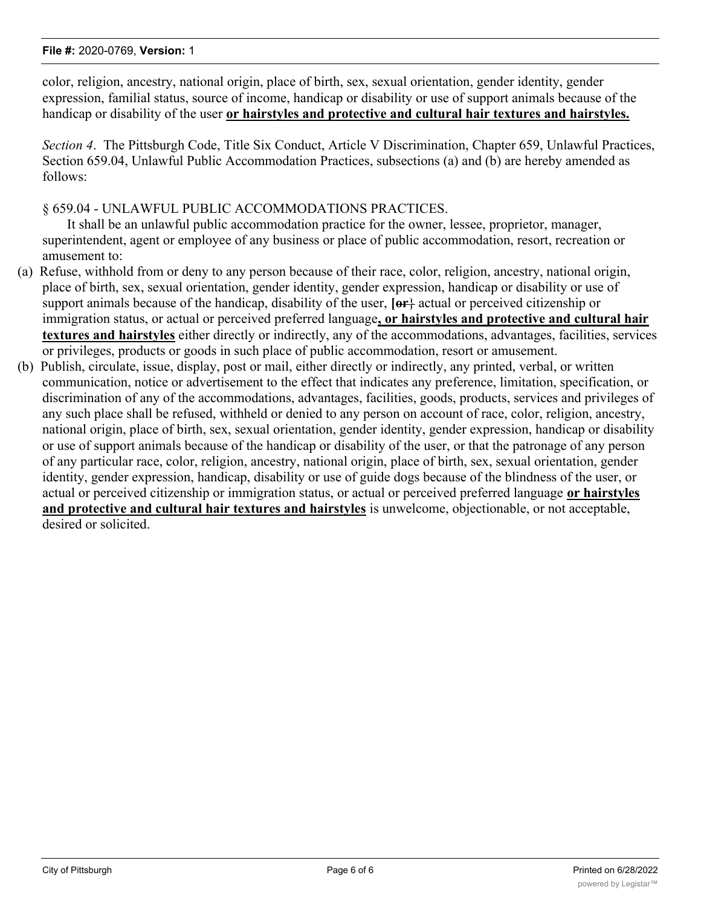color, religion, ancestry, national origin, place of birth, sex, sexual orientation, gender identity, gender expression, familial status, source of income, handicap or disability or use of support animals because of the handicap or disability of the user **<u>or hairstyles and protective and cultural hair textures and hairstyles.</u>**

*Section 4*. The Pittsburgh Code, Title Six Conduct, Article V Discrimination, Chapter 659, Unlawful Practices, Section 659.04, Unlawful Public Accommodation Practices, subsections (a) and (b) are hereby amended as follows:

§ 659.04 - UNLAWFUL PUBLIC ACCOMMODATIONS PRACTICES.

It shall be an unlawful public accommodation practice for the owner, lessee, proprietor, manager, superintendent, agent or employee of any business or place of public accommodation, resort, recreation or amusement to:

(a) Refuse, withhold from or deny to any person because of their race, color, religion, ancestry, national origin, place of birth, sex, sexual orientation, gender identity, gender expression, handicap or disability or use of support animals because of the handicap, disability of the user, **[~~or~~]** actual or perceived citizenship or immigration status, or actual or perceived preferred language**<u>, or hairstyles and protective and cultural hair textures and hairstyles</u>** either directly or indirectly, any of the accommodations, advantages, facilities, services or privileges, products or goods in such place of public accommodation, resort or amusement.

(b) Publish, circulate, issue, display, post or mail, either directly or indirectly, any printed, verbal, or written communication, notice or advertisement to the effect that indicates any preference, limitation, specification, or discrimination of any of the accommodations, advantages, facilities, goods, products, services and privileges of any such place shall be refused, withheld or denied to any person on account of race, color, religion, ancestry, national origin, place of birth, sex, sexual orientation, gender identity, gender expression, handicap or disability or use of support animals because of the handicap or disability of the user, or that the patronage of any person of any particular race, color, religion, ancestry, national origin, place of birth, sex, sexual orientation, gender identity, gender expression, handicap, disability or use of guide dogs because of the blindness of the user, or actual or perceived citizenship or immigration status, or actual or perceived preferred language **<u>or hairstyles and protective and cultural hair textures and hairstyles</u>** is unwelcome, objectionable, or not acceptable, desired or solicited.